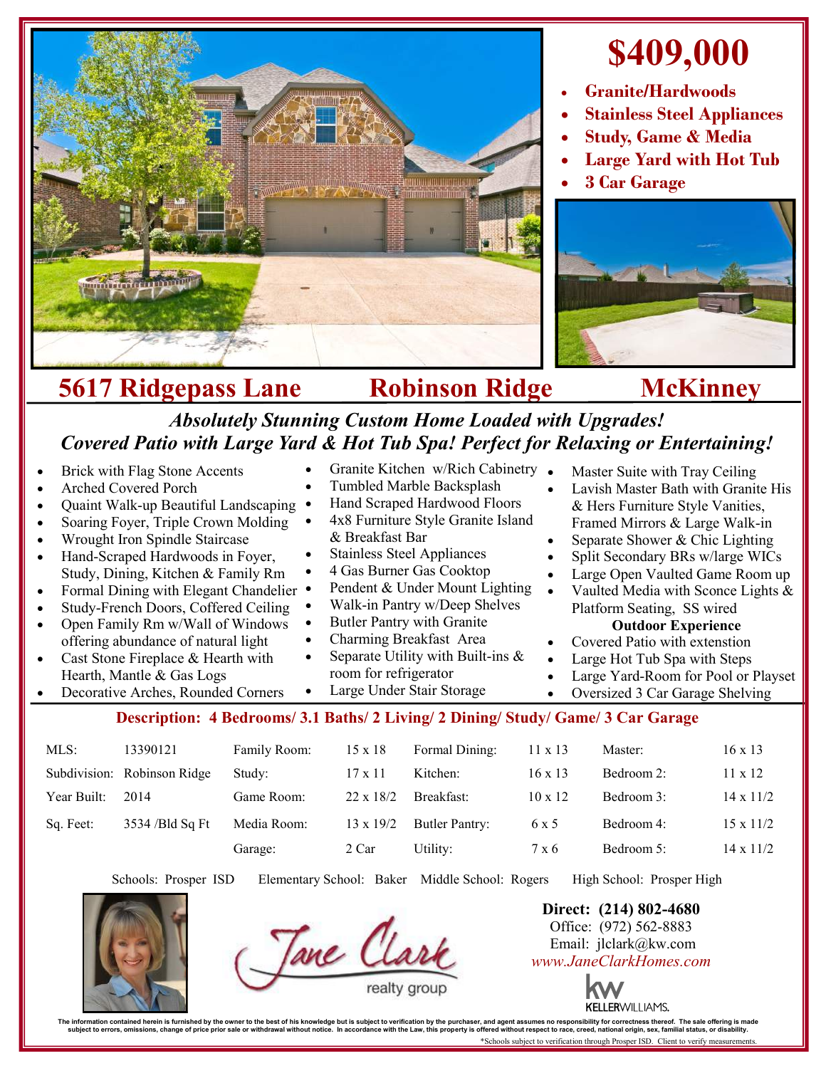# $409,000

- **Granite/Hardwoods**
- **Stainless Steel Appliances**
- **Study, Game & Media**
- **Large Yard with Hot Tub**
- **3 Car Garage**

## 5617 Ridgepass Lane Robinson Ridge McKinney

### *Absolutely Stunning Custom Home Loaded with Upgrades!*
### *Covered Patio with Large Yard & Hot Tub Spa! Perfect for Relaxing or Entertaining!*

- Brick with Flag Stone Accents
- Arched Covered Porch
- Quaint Walk-up Beautiful Landscaping
- Soaring Foyer, Triple Crown Molding
- Wrought Iron Spindle Staircase
- Hand-Scraped Hardwoods in Foyer, Study, Dining, Kitchen & Family Rm
- Formal Dining with Elegant Chandelier
- Study-French Doors, Coffered Ceiling
- Open Family Rm w/Wall of Windows offering abundance of natural light
- Cast Stone Fireplace & Hearth with Hearth, Mantle & Gas Logs
- Decorative Arches, Rounded Corners
- Granite Kitchen w/Rich Cabinetry
- Tumbled Marble Backsplash
- Hand Scraped Hardwood Floors
- 4x8 Furniture Style Granite Island & Breakfast Bar
- Stainless Steel Appliances
- 4 Gas Burner Gas Cooktop
- Pendent & Under Mount Lighting
- Walk-in Pantry w/Deep Shelves
- Butler Pantry with Granite
- Charming Breakfast Area
- Separate Utility with Built-ins & room for refrigerator
- Large Under Stair Storage
- Master Suite with Tray Ceiling
- Lavish Master Bath with Granite His & Hers Furniture Style Vanities, Framed Mirrors & Large Walk-in
- Separate Shower & Chic Lighting
- Split Secondary BRs w/large WICs
- Large Open Vaulted Game Room up
- Vaulted Media with Sconce Lights & Platform Seating, SS wired

**Outdoor Experience**

- Covered Patio with extenstion
- Large Hot Tub Spa with Steps
- Large Yard-Room for Pool or Playset
- Oversized 3 Car Garage Shelving

**Description: 4 Bedrooms/ 3.1 Baths/ 2 Living/ 2 Dining/ Study/ Game/ 3 Car Garage**

| | | | | | | | |
|---|---|---|---|---|---|---|---|
| MLS: | 13390121 | Family Room: | 15 x 18 | Formal Dining: | 11 x 13 | Master: | 16 x 13 |
| Subdivision: | Robinson Ridge | Study: | 17 x 11 | Kitchen: | 16 x 13 | Bedroom 2: | 11 x 12 |
| Year Built: | 2014 | Game Room: | 22 x 18/2 | Breakfast: | 10 x 12 | Bedroom 3: | 14 x 11/2 |
| Sq. Feet: | 3534 /Bld Sq Ft | Media Room: | 13 x 19/2 | Butler Pantry: | 6 x 5 | Bedroom 4: | 15 x 11/2 |
| | | Garage: | 2 Car | Utility: | 7 x 6 | Bedroom 5: | 14 x 11/2 |

Schools: Prosper ISD Elementary School: Baker Middle School: Rogers High School: Prosper High

Jane Clark realty group

**Direct: (214) 802-4680**
Office: (972) 562-8883
Email: jlclark@kw.com
*www.JaneClarkHomes.com*

KELLERWILLIAMS.

The information contained herein is furnished by the owner to the best of his knowledge but is subject to verification by the purchaser, and agent assumes no responsibility for correctness thereof. The sale offering is made subject to errors, omissions, change of price prior sale or withdrawal without notice. In accordance with the Law, this property is offered without respect to race, creed, national origin, sex, familial status, or disability.

*Schools subject to verification through Prosper ISD. Client to verify measurements.